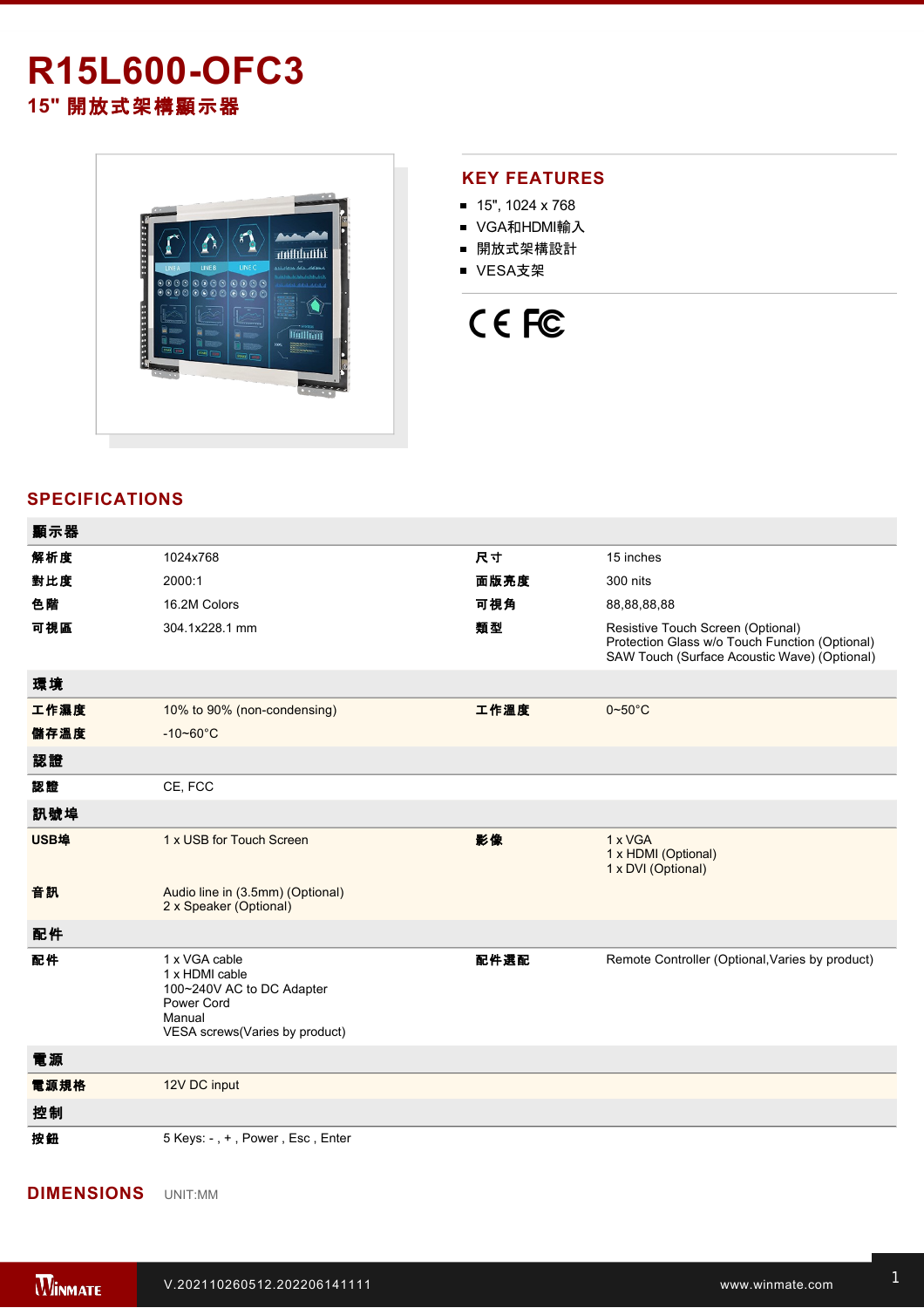# R15L600-OFC3

## 15" 開放式架構顯示器

## KEY FEATURES

- 15", 1024 x 768
- VGA和HDMI輸入
- 開放式架構設計
- VESA支架

CE FC

## SPECIFICATIONS

| | | | |
|---|---|---|---|
| **顯示器** | | | |
| **解析度** | 1024x768 | **尺寸** | 15 inches |
| **對比度** | 2000:1 | **面版亮度** | 300 nits |
| **色階** | 16.2M Colors | **可視角** | 88,88,88,88 |
| **可視區** | 304.1x228.1 mm | **類型** | Resistive Touch Screen (Optional)<br>Protection Glass w/o Touch Function (Optional)<br>SAW Touch (Surface Acoustic Wave) (Optional) |
| **環境** | | | |
| **工作濕度** | 10% to 90% (non-condensing) | **工作溫度** | 0~50°C |
| **儲存溫度** | -10~60°C | | |
| **認證** | | | |
| **認證** | CE, FCC | | |
| **訊號埠** | | | |
| **USB埠** | 1 x USB for Touch Screen | **影像** | 1 x VGA<br>1 x HDMI (Optional)<br>1 x DVI (Optional) |
| **音訊** | Audio line in (3.5mm) (Optional)<br>2 x Speaker (Optional) | | |
| **配件** | | | |
| **配件** | 1 x VGA cable<br>1 x HDMI cable<br>100~240V AC to DC Adapter<br>Power Cord<br>Manual<br>VESA screws(Varies by product) | **配件選配** | Remote Controller (Optional,Varies by product) |
| **電源** | | | |
| **電源規格** | 12V DC input | | |
| **控制** | | | |
| **按鈕** | 5 Keys: - , + , Power , Esc , Enter | | |

## DIMENSIONS

UNIT:MM

V.202110260512.202206141111

www.winmate.com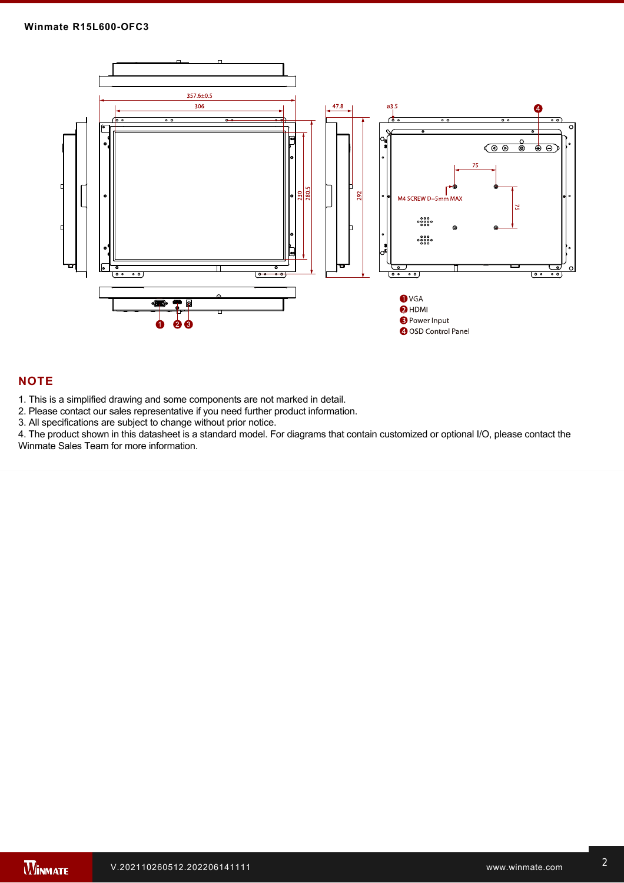**Winmate R15L600-OFC3**

357.6±0.5
306
47.8
ø3.5
230
280.5
292
75
75
M4 SCREW D=5mm MAX

1 VGA
2 HDMI
3 Power Input
4 OSD Control Panel

## NOTE

1. This is a simplified drawing and some components are not marked in detail.
2. Please contact our sales representative if you need further product information.
3. All specifications are subject to change without prior notice.
4. The product shown in this datasheet is a standard model. For diagrams that contain customized or optional I/O, please contact the Winmate Sales Team for more information.